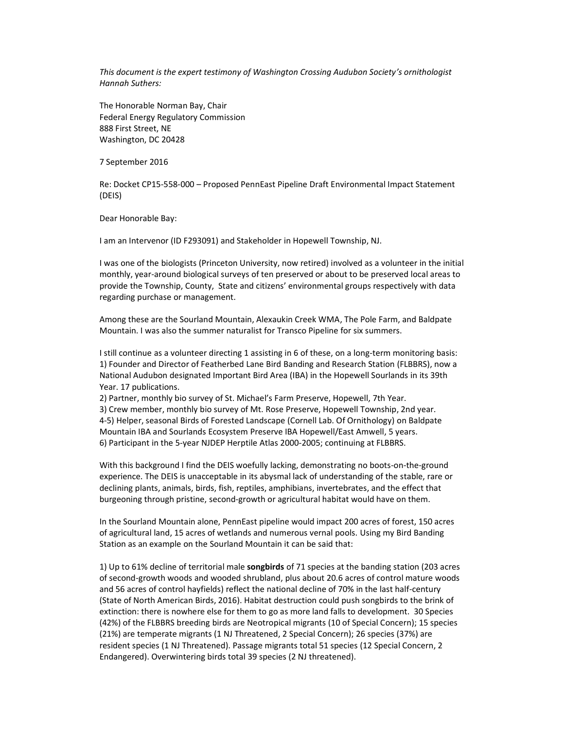*This document is the expert testimony of Washington Crossing Audubon Society's ornithologist Hannah Suthers:*

The Honorable Norman Bay, Chair
Federal Energy Regulatory Commission
888 First Street, NE
Washington, DC 20428

7 September 2016

Re: Docket CP15-558-000 – Proposed PennEast Pipeline Draft Environmental Impact Statement (DEIS)

Dear Honorable Bay:

I am an Intervenor (ID F293091) and Stakeholder in Hopewell Township, NJ.

I was one of the biologists (Princeton University, now retired) involved as a volunteer in the initial monthly, year-around biological surveys of ten preserved or about to be preserved local areas to provide the Township, County, State and citizens' environmental groups respectively with data regarding purchase or management.

Among these are the Sourland Mountain, Alexaukin Creek WMA, The Pole Farm, and Baldpate Mountain. I was also the summer naturalist for Transco Pipeline for six summers.

I still continue as a volunteer directing 1 assisting in 6 of these, on a long-term monitoring basis:
1) Founder and Director of Featherbed Lane Bird Banding and Research Station (FLBBRS), now a National Audubon designated Important Bird Area (IBA) in the Hopewell Sourlands in its 39th Year. 17 publications.
2) Partner, monthly bio survey of St. Michael's Farm Preserve, Hopewell, 7th Year.
3) Crew member, monthly bio survey of Mt. Rose Preserve, Hopewell Township, 2nd year.
4-5) Helper, seasonal Birds of Forested Landscape (Cornell Lab. Of Ornithology) on Baldpate Mountain IBA and Sourlands Ecosystem Preserve IBA Hopewell/East Amwell, 5 years.
6) Participant in the 5-year NJDEP Herptile Atlas 2000-2005; continuing at FLBBRS.

With this background I find the DEIS woefully lacking, demonstrating no boots-on-the-ground experience. The DEIS is unacceptable in its abysmal lack of understanding of the stable, rare or declining plants, animals, birds, fish, reptiles, amphibians, invertebrates, and the effect that burgeoning through pristine, second-growth or agricultural habitat would have on them.

In the Sourland Mountain alone, PennEast pipeline would impact 200 acres of forest, 150 acres of agricultural land, 15 acres of wetlands and numerous vernal pools. Using my Bird Banding Station as an example on the Sourland Mountain it can be said that:

1) Up to 61% decline of territorial male **songbirds** of 71 species at the banding station (203 acres of second-growth woods and wooded shrubland, plus about 20.6 acres of control mature woods and 56 acres of control hayfields) reflect the national decline of 70% in the last half-century (State of North American Birds, 2016). Habitat destruction could push songbirds to the brink of extinction: there is nowhere else for them to go as more land falls to development. 30 Species (42%) of the FLBBRS breeding birds are Neotropical migrants (10 of Special Concern); 15 species (21%) are temperate migrants (1 NJ Threatened, 2 Special Concern); 26 species (37%) are resident species (1 NJ Threatened). Passage migrants total 51 species (12 Special Concern, 2 Endangered). Overwintering birds total 39 species (2 NJ threatened).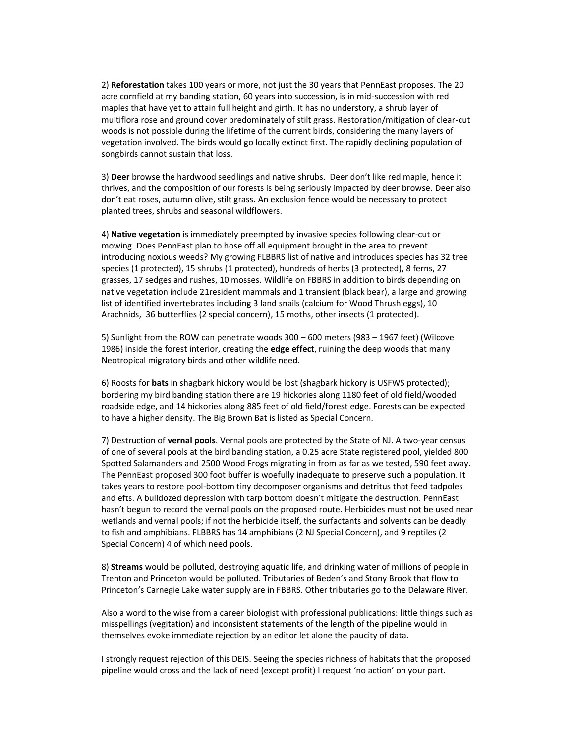2) **Reforestation** takes 100 years or more, not just the 30 years that PennEast proposes. The 20 acre cornfield at my banding station, 60 years into succession, is in mid-succession with red maples that have yet to attain full height and girth. It has no understory, a shrub layer of multiflora rose and ground cover predominately of stilt grass. Restoration/mitigation of clear-cut woods is not possible during the lifetime of the current birds, considering the many layers of vegetation involved. The birds would go locally extinct first. The rapidly declining population of songbirds cannot sustain that loss.

3) **Deer** browse the hardwood seedlings and native shrubs. Deer don't like red maple, hence it thrives, and the composition of our forests is being seriously impacted by deer browse. Deer also don't eat roses, autumn olive, stilt grass. An exclusion fence would be necessary to protect planted trees, shrubs and seasonal wildflowers.

4) **Native vegetation** is immediately preempted by invasive species following clear-cut or mowing. Does PennEast plan to hose off all equipment brought in the area to prevent introducing noxious weeds? My growing FLBBRS list of native and introduces species has 32 tree species (1 protected), 15 shrubs (1 protected), hundreds of herbs (3 protected), 8 ferns, 27 grasses, 17 sedges and rushes, 10 mosses. Wildlife on FBBRS in addition to birds depending on native vegetation include 21resident mammals and 1 transient (black bear), a large and growing list of identified invertebrates including 3 land snails (calcium for Wood Thrush eggs), 10 Arachnids, 36 butterflies (2 special concern), 15 moths, other insects (1 protected).

5) Sunlight from the ROW can penetrate woods 300 – 600 meters (983 – 1967 feet) (Wilcove 1986) inside the forest interior, creating the **edge effect**, ruining the deep woods that many Neotropical migratory birds and other wildlife need.

6) Roosts for **bats** in shagbark hickory would be lost (shagbark hickory is USFWS protected); bordering my bird banding station there are 19 hickories along 1180 feet of old field/wooded roadside edge, and 14 hickories along 885 feet of old field/forest edge. Forests can be expected to have a higher density. The Big Brown Bat is listed as Special Concern.

7) Destruction of **vernal pools**. Vernal pools are protected by the State of NJ. A two-year census of one of several pools at the bird banding station, a 0.25 acre State registered pool, yielded 800 Spotted Salamanders and 2500 Wood Frogs migrating in from as far as we tested, 590 feet away. The PennEast proposed 300 foot buffer is woefully inadequate to preserve such a population. It takes years to restore pool-bottom tiny decomposer organisms and detritus that feed tadpoles and efts. A bulldozed depression with tarp bottom doesn't mitigate the destruction. PennEast hasn't begun to record the vernal pools on the proposed route. Herbicides must not be used near wetlands and vernal pools; if not the herbicide itself, the surfactants and solvents can be deadly to fish and amphibians. FLBBRS has 14 amphibians (2 NJ Special Concern), and 9 reptiles (2 Special Concern) 4 of which need pools.

8) **Streams** would be polluted, destroying aquatic life, and drinking water of millions of people in Trenton and Princeton would be polluted. Tributaries of Beden's and Stony Brook that flow to Princeton's Carnegie Lake water supply are in FBBRS. Other tributaries go to the Delaware River.

Also a word to the wise from a career biologist with professional publications: little things such as misspellings (vegitation) and inconsistent statements of the length of the pipeline would in themselves evoke immediate rejection by an editor let alone the paucity of data.

I strongly request rejection of this DEIS. Seeing the species richness of habitats that the proposed pipeline would cross and the lack of need (except profit) I request 'no action' on your part.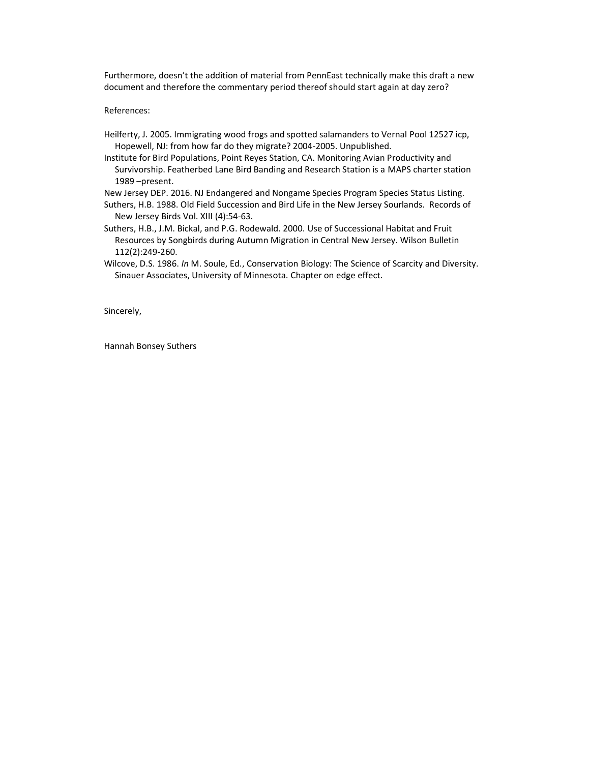Furthermore, doesn't the addition of material from PennEast technically make this draft a new document and therefore the commentary period thereof should start again at day zero?

References:

Heilferty, J. 2005. Immigrating wood frogs and spotted salamanders to Vernal Pool 12527 icp, Hopewell, NJ: from how far do they migrate? 2004-2005. Unpublished.

Institute for Bird Populations, Point Reyes Station, CA. Monitoring Avian Productivity and Survivorship. Featherbed Lane Bird Banding and Research Station is a MAPS charter station 1989 –present.

New Jersey DEP. 2016. NJ Endangered and Nongame Species Program Species Status Listing.

Suthers, H.B. 1988. Old Field Succession and Bird Life in the New Jersey Sourlands. Records of New Jersey Birds Vol. XIII (4):54-63.

Suthers, H.B., J.M. Bickal, and P.G. Rodewald. 2000. Use of Successional Habitat and Fruit Resources by Songbirds during Autumn Migration in Central New Jersey. Wilson Bulletin 112(2):249-260.

Wilcove, D.S. 1986. *In* M. Soule, Ed., Conservation Biology: The Science of Scarcity and Diversity. Sinauer Associates, University of Minnesota. Chapter on edge effect.

Sincerely,

Hannah Bonsey Suthers